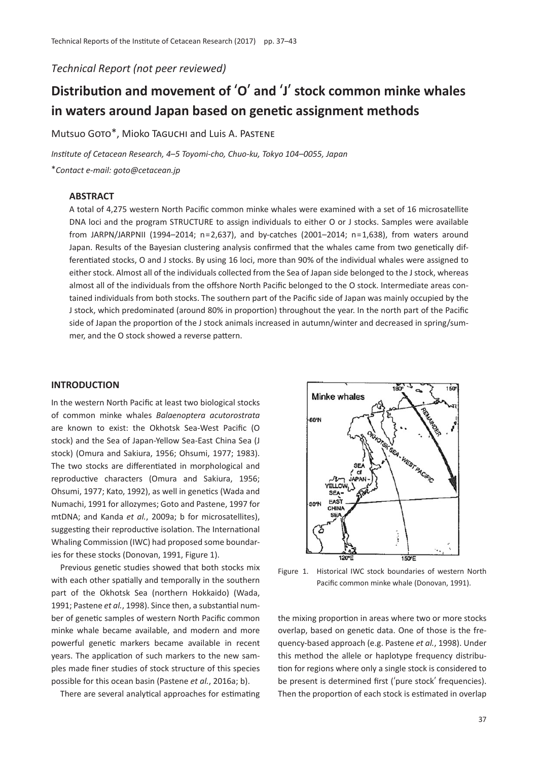*Technical Report (not peer reviewed)*

# Distribution and movement of 'O' and 'J' stock common minke whales in waters around Japan based on genetic assignment methods

Mutsuo GOTO*, Mioko TAGUCHI and Luis A. PASTENE

*Institute of Cetacean Research, 4–5 Toyomi-cho, Chuo-ku, Tokyo 104–0055, Japan*

*\*Contact e-mail: goto@cetacean.jp*

### ABSTRACT

A total of 4,275 western North Pacific common minke whales were examined with a set of 16 microsatellite DNA loci and the program STRUCTURE to assign individuals to either O or J stocks. Samples were available from JARPN/JARPNII (1994–2014; n=2,637), and by-catches (2001–2014; n=1,638), from waters around Japan. Results of the Bayesian clustering analysis confirmed that the whales came from two genetically differentiated stocks, O and J stocks. By using 16 loci, more than 90% of the individual whales were assigned to either stock. Almost all of the individuals collected from the Sea of Japan side belonged to the J stock, whereas almost all of the individuals from the offshore North Pacific belonged to the O stock. Intermediate areas contained individuals from both stocks. The southern part of the Pacific side of Japan was mainly occupied by the J stock, which predominated (around 80% in proportion) throughout the year. In the north part of the Pacific side of Japan the proportion of the J stock animals increased in autumn/winter and decreased in spring/summer, and the O stock showed a reverse pattern.

## INTRODUCTION

In the western North Pacific at least two biological stocks of common minke whales *Balaenoptera acutorostrata* are known to exist: the Okhotsk Sea-West Pacific (O stock) and the Sea of Japan-Yellow Sea-East China Sea (J stock) (Omura and Sakiura, 1956; Ohsumi, 1977; 1983). The two stocks are differentiated in morphological and reproductive characters (Omura and Sakiura, 1956; Ohsumi, 1977; Kato, 1992), as well in genetics (Wada and Numachi, 1991 for allozymes; Goto and Pastene, 1997 for mtDNA; and Kanda *et al.*, 2009a; b for microsatellites), suggesting their reproductive isolation. The International Whaling Commission (IWC) had proposed some boundaries for these stocks (Donovan, 1991, Figure 1).

Previous genetic studies showed that both stocks mix with each other spatially and temporally in the southern part of the Okhotsk Sea (northern Hokkaido) (Wada, 1991; Pastene *et al.*, 1998). Since then, a substantial number of genetic samples of western North Pacific common minke whale became available, and modern and more powerful genetic markers became available in recent years. The application of such markers to the new samples made finer studies of stock structure of this species possible for this ocean basin (Pastene *et al.*, 2016a; b).

There are several analytical approaches for estimating the mixing proportion in areas where two or more stocks overlap, based on genetic data. One of those is the frequency-based approach (e.g. Pastene *et al.*, 1998). Under this method the allele or haplotype frequency distribution for regions where only a single stock is considered to be present is determined first ('pure stock' frequencies). Then the proportion of each stock is estimated in overlap

Minke whales
180°
150°
60°N
30°N
120°E
150°E
SEA of JAPAN
YELLOW SEA
EAST CHINA SEA
OKHOTSK SEA - WEST PACIFIC
REMAINDER

Figure 1. Historical IWC stock boundaries of western North Pacific common minke whale (Donovan, 1991).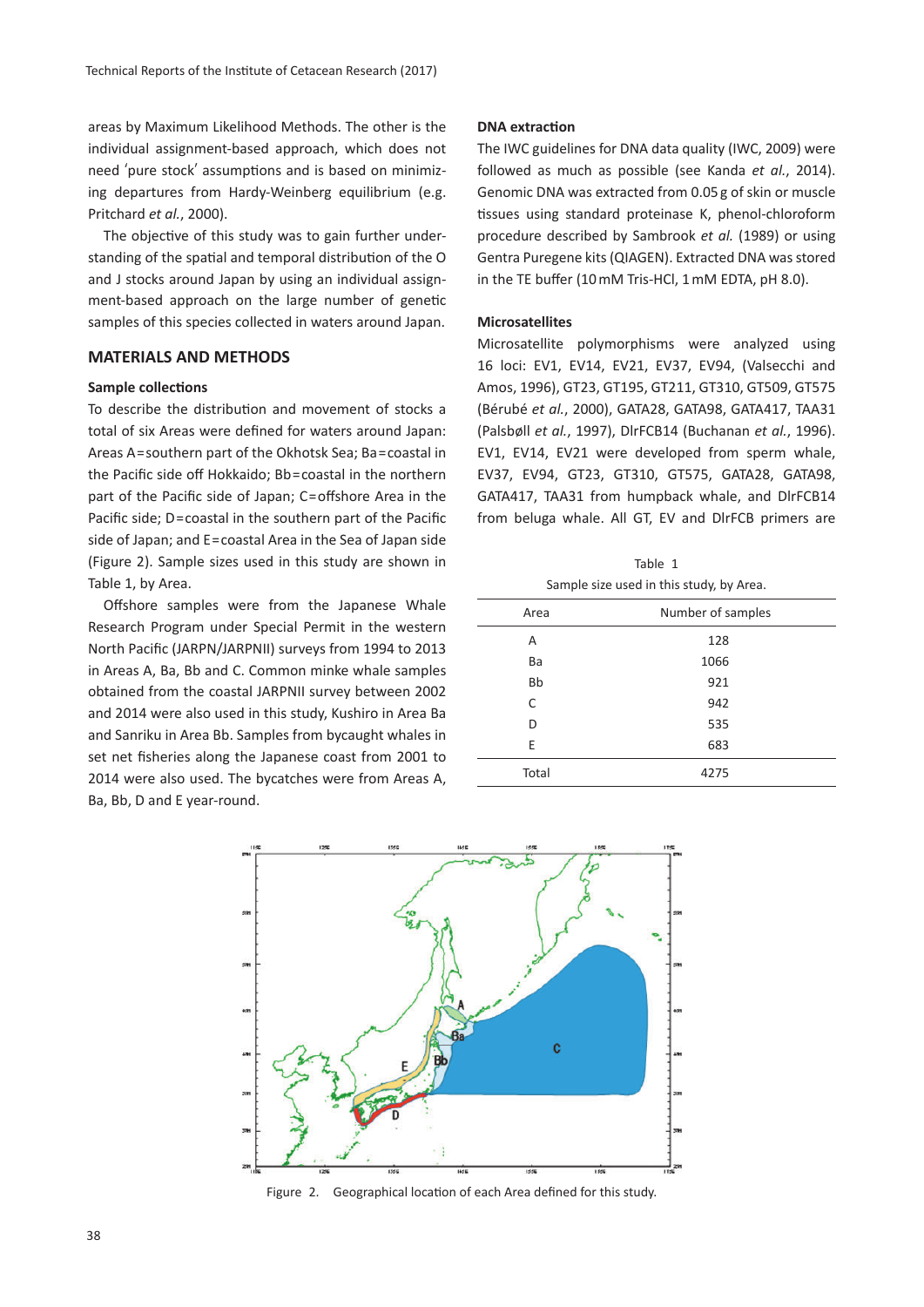areas by Maximum Likelihood Methods. The other is the individual assignment-based approach, which does not need 'pure stock' assumptions and is based on minimizing departures from Hardy-Weinberg equilibrium (e.g. Pritchard *et al.*, 2000).

The objective of this study was to gain further understanding of the spatial and temporal distribution of the O and J stocks around Japan by using an individual assignment-based approach on the large number of genetic samples of this species collected in waters around Japan.

## MATERIALS AND METHODS

### Sample collections

To describe the distribution and movement of stocks a total of six Areas were defined for waters around Japan: Areas A=southern part of the Okhotsk Sea; Ba=coastal in the Pacific side off Hokkaido; Bb=coastal in the northern part of the Pacific side of Japan; C=offshore Area in the Pacific side; D=coastal in the southern part of the Pacific side of Japan; and E=coastal Area in the Sea of Japan side (Figure 2). Sample sizes used in this study are shown in Table 1, by Area.

Offshore samples were from the Japanese Whale Research Program under Special Permit in the western North Pacific (JARPN/JARPNII) surveys from 1994 to 2013 in Areas A, Ba, Bb and C. Common minke whale samples obtained from the coastal JARPNII survey between 2002 and 2014 were also used in this study, Kushiro in Area Ba and Sanriku in Area Bb. Samples from bycaught whales in set net fisheries along the Japanese coast from 2001 to 2014 were also used. The bycatches were from Areas A, Ba, Bb, D and E year-round.

### DNA extraction

The IWC guidelines for DNA data quality (IWC, 2009) were followed as much as possible (see Kanda *et al.*, 2014). Genomic DNA was extracted from 0.05 g of skin or muscle tissues using standard proteinase K, phenol-chloroform procedure described by Sambrook *et al.* (1989) or using Gentra Puregene kits (QIAGEN). Extracted DNA was stored in the TE buffer (10 mM Tris-HCl, 1 mM EDTA, pH 8.0).

### Microsatellites

Microsatellite polymorphisms were analyzed using 16 loci: EV1, EV14, EV21, EV37, EV94, (Valsecchi and Amos, 1996), GT23, GT195, GT211, GT310, GT509, GT575 (Bérubé *et al.*, 2000), GATA28, GATA98, GATA417, TAA31 (Palsbøll *et al.*, 1997), DlrFCB14 (Buchanan *et al.*, 1996). EV1, EV14, EV21 were developed from sperm whale, EV37, EV94, GT23, GT310, GT575, GATA28, GATA98, GATA417, TAA31 from humpback whale, and DlrFCB14 from beluga whale. All GT, EV and DlrFCB primers are

Table 1
Sample size used in this study, by Area.

| Area | Number of samples |
|---|---|
| A | 128 |
| Ba | 1066 |
| Bb | 921 |
| C | 942 |
| D | 535 |
| E | 683 |
| Total | 4275 |

A
Ba
Bb
C
D
E

Figure 2. Geographical location of each Area defined for this study.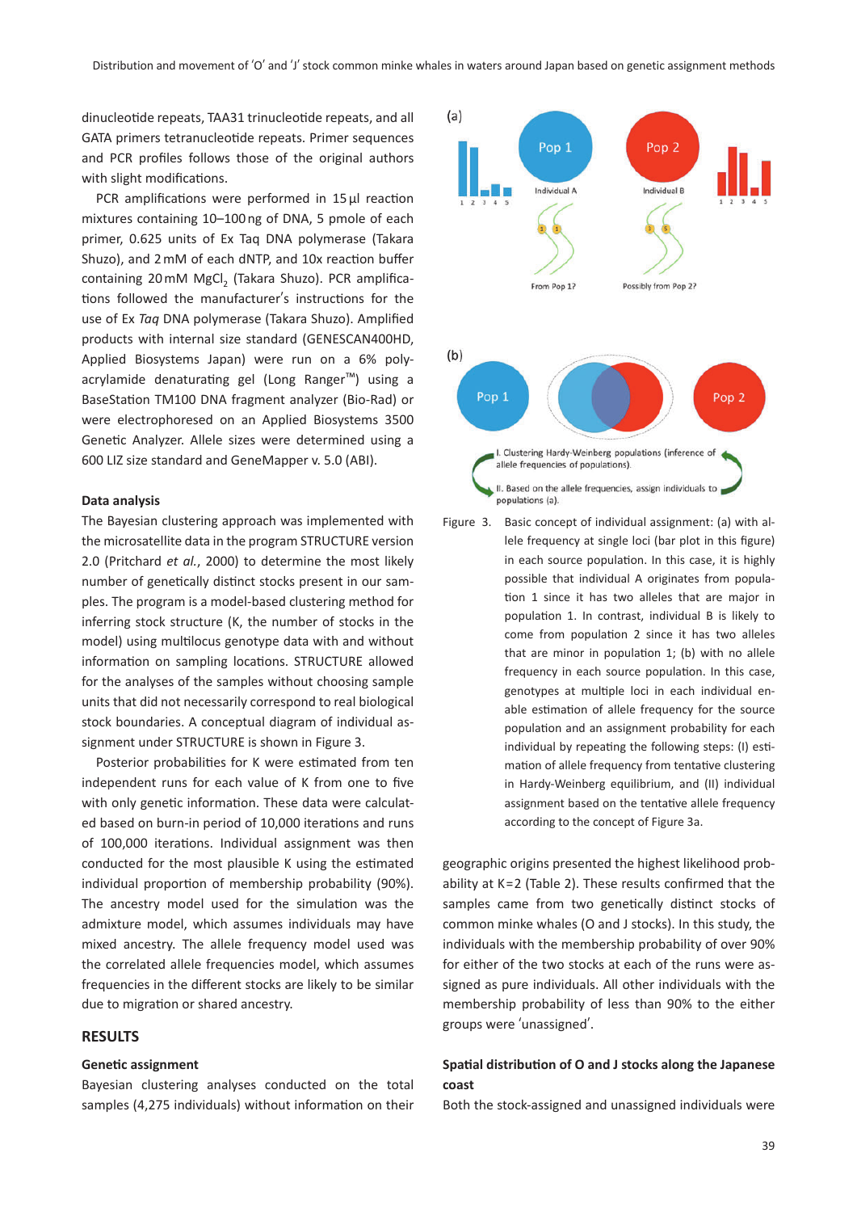dinucleotide repeats, TAA31 trinucleotide repeats, and all GATA primers tetranucleotide repeats. Primer sequences and PCR profiles follows those of the original authors with slight modifications.

PCR amplifications were performed in 15 µl reaction mixtures containing 10–100 ng of DNA, 5 pmole of each primer, 0.625 units of Ex Taq DNA polymerase (Takara Shuzo), and 2 mM of each dNTP, and 10x reaction buffer containing 20 mM $MgCl_2$ (Takara Shuzo). PCR amplifications followed the manufacturer's instructions for the use of Ex *Taq* DNA polymerase (Takara Shuzo). Amplified products with internal size standard (GENESCAN400HD, Applied Biosystems Japan) were run on a 6% polyacrylamide denaturating gel (Long Ranger™) using a BaseStation TM100 DNA fragment analyzer (Bio-Rad) or were electrophoresed on an Applied Biosystems 3500 Genetic Analyzer. Allele sizes were determined using a 600 LIZ size standard and GeneMapper v. 5.0 (ABI).

### Data analysis

The Bayesian clustering approach was implemented with the microsatellite data in the program STRUCTURE version 2.0 (Pritchard *et al.*, 2000) to determine the most likely number of genetically distinct stocks present in our samples. The program is a model-based clustering method for inferring stock structure (K, the number of stocks in the model) using multilocus genotype data with and without information on sampling locations. STRUCTURE allowed for the analyses of the samples without choosing sample units that did not necessarily correspond to real biological stock boundaries. A conceptual diagram of individual assignment under STRUCTURE is shown in Figure 3.

Posterior probabilities for K were estimated from ten independent runs for each value of K from one to five with only genetic information. These data were calculated based on burn-in period of 10,000 iterations and runs of 100,000 iterations. Individual assignment was then conducted for the most plausible K using the estimated individual proportion of membership probability (90%). The ancestry model used for the simulation was the admixture model, which assumes individuals may have mixed ancestry. The allele frequency model used was the correlated allele frequencies model, which assumes frequencies in the different stocks are likely to be similar due to migration or shared ancestry.

(a)

Pop 1
Individual A
1 2 3 4 5
From Pop 1?

Pop 2
Individual B
1 2 3 4 5
Possibly from Pop 2?

(b)

Pop 1

Pop 2

I. Clustering Hardy-Weinberg populations (inference of allele frequencies of populations).

II. Based on the allele frequencies, assign individuals to populations (a).

Figure 3. Basic concept of individual assignment: (a) with allele frequency at single loci (bar plot in this figure) in each source population. In this case, it is highly possible that individual A originates from population 1 since it has two alleles that are major in population 1. In contrast, individual B is likely to come from population 2 since it has two alleles that are minor in population 1; (b) with no allele frequency in each source population. In this case, genotypes at multiple loci in each individual enable estimation of allele frequency for the source population and an assignment probability for each individual by repeating the following steps: (I) estimation of allele frequency from tentative clustering in Hardy-Weinberg equilibrium, and (II) individual assignment based on the tentative allele frequency according to the concept of Figure 3a.

## RESULTS

### Genetic assignment

Bayesian clustering analyses conducted on the total samples (4,275 individuals) without information on their geographic origins presented the highest likelihood probability at K=2 (Table 2). These results confirmed that the samples came from two genetically distinct stocks of common minke whales (O and J stocks). In this study, the individuals with the membership probability of over 90% for either of the two stocks at each of the runs were assigned as pure individuals. All other individuals with the membership probability of less than 90% to the either groups were 'unassigned'.

### Spatial distribution of O and J stocks along the Japanese coast

Both the stock-assigned and unassigned individuals were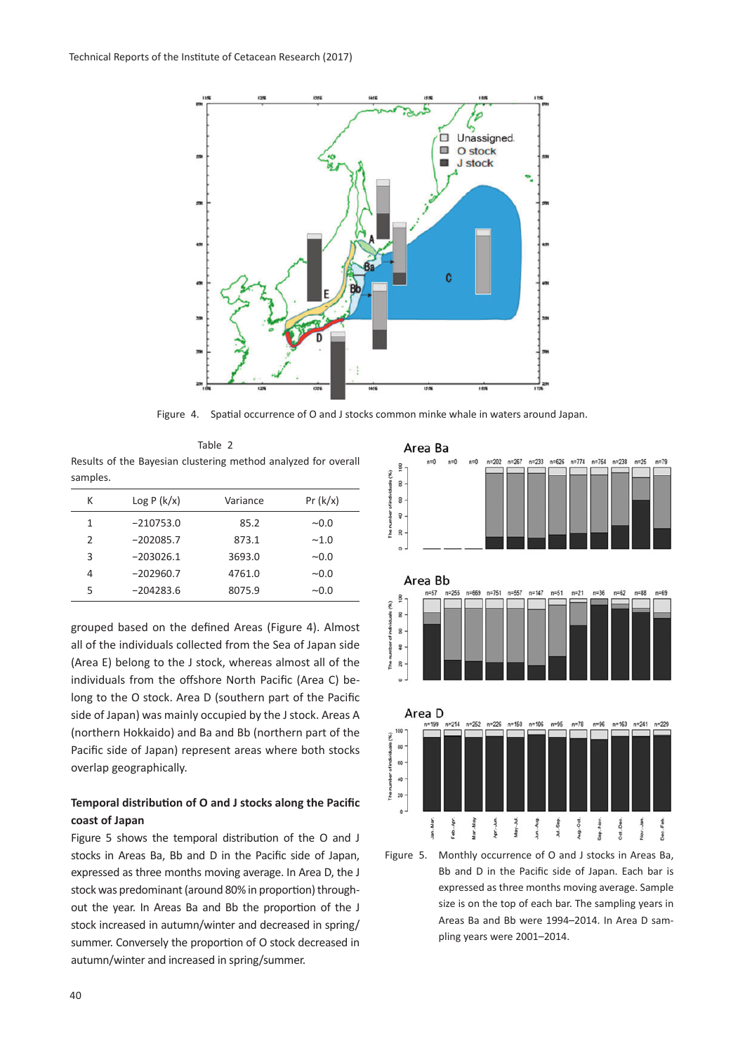Unassigned
O stock
J stock

A
Ba
Bb
C
E
D

Figure 4. Spatial occurrence of O and J stocks common minke whale in waters around Japan.

Table 2
Results of the Bayesian clustering method analyzed for overall samples.

| K | Log P (k/x) | Variance | Pr (k/x) |
|---|---|---|---|
| 1 | −210753.0 | 85.2 | ~0.0 |
| 2 | −202085.7 | 873.1 | ~1.0 |
| 3 | −203026.1 | 3693.0 | ~0.0 |
| 4 | −202960.7 | 4761.0 | ~0.0 |
| 5 | −204283.6 | 8075.9 | ~0.0 |

grouped based on the defined Areas (Figure 4). Almost all of the individuals collected from the Sea of Japan side (Area E) belong to the J stock, whereas almost all of the individuals from the offshore North Pacific (Area C) belong to the O stock. Area D (southern part of the Pacific side of Japan) was mainly occupied by the J stock. Areas A (northern Hokkaido) and Ba and Bb (northern part of the Pacific side of Japan) represent areas where both stocks overlap geographically.

**Temporal distribution of O and J stocks along the Pacific coast of Japan**

Figure 5 shows the temporal distribution of the O and J stocks in Areas Ba, Bb and D in the Pacific side of Japan, expressed as three months moving average. In Area D, the J stock was predominant (around 80% in proportion) throughout the year. In Areas Ba and Bb the proportion of the J stock increased in autumn/winter and decreased in spring/summer. Conversely the proportion of O stock decreased in autumn/winter and increased in spring/summer.

Area Ba
n=0 n=0 n=0 n=202 n=267 n=233 n=626 n=774 n=754 n=238 n=25 n=79

Area Bb
n=57 n=255 n=669 n=751 n=557 n=147 n=51 n=21 n=36 n=62 n=88 n=69

Area D
n=199 n=214 n=252 n=226 n=150 n=106 n=95 n=78 n=96 n=163 n=241 n=229

The number of individuals (%)
0 20 40 60 80 100

Jan.-Mar. Feb.-Apr. Mar.-May Apr.-Jun. May.-Jul. Jun.-Aug. Jul.-Sep. Aug.-Oct. Sep.-Nov. Oct.-Dec. Nov.-Jan. Dec.-Feb.

Figure 5. Monthly occurrence of O and J stocks in Areas Ba, Bb and D in the Pacific side of Japan. Each bar is expressed as three months moving average. Sample size is on the top of each bar. The sampling years in Areas Ba and Bb were 1994–2014. In Area D sampling years were 2001–2014.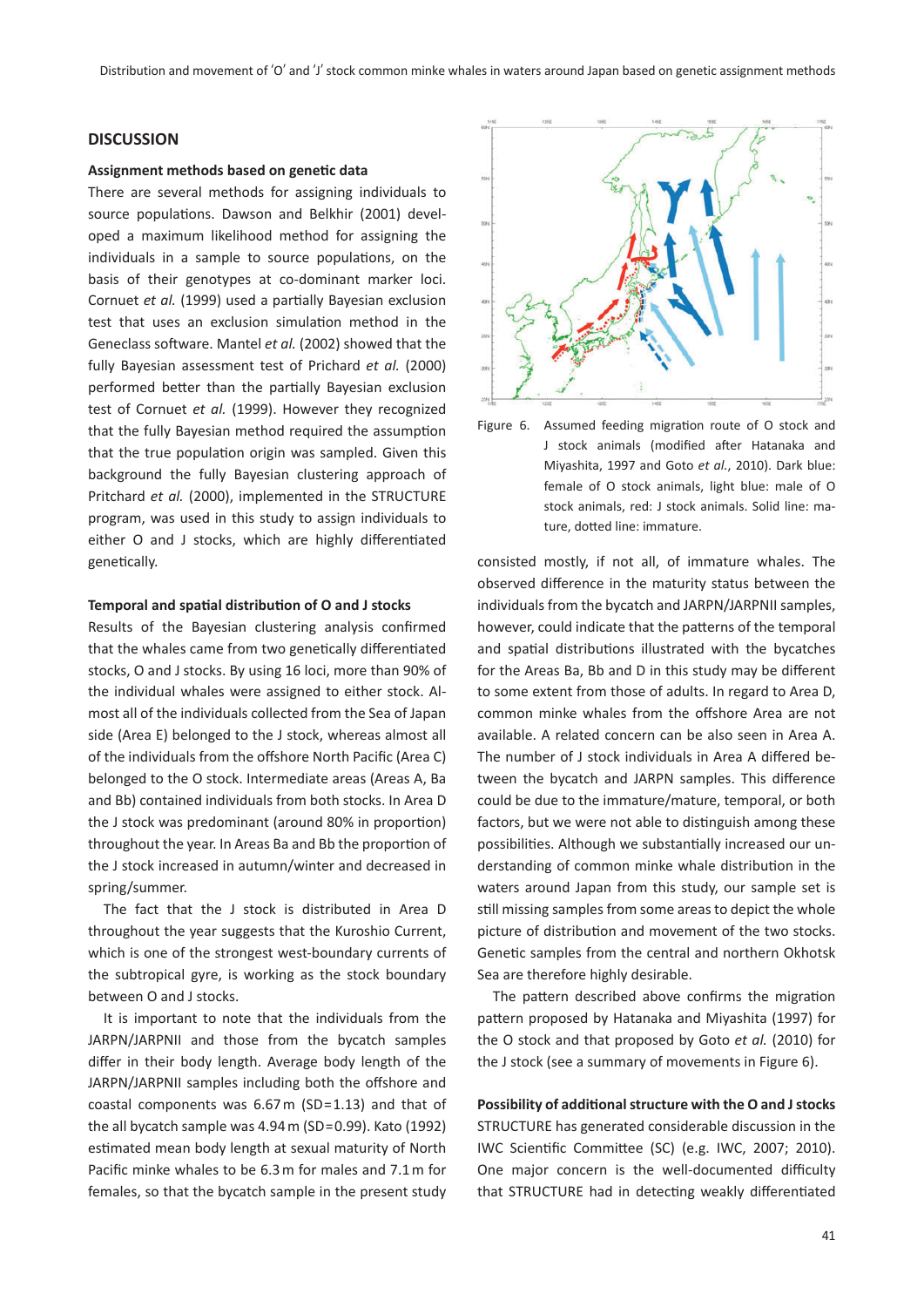## DISCUSSION

### Assignment methods based on genetic data

There are several methods for assigning individuals to source populations. Dawson and Belkhir (2001) developed a maximum likelihood method for assigning the individuals in a sample to source populations, on the basis of their genotypes at co-dominant marker loci. Cornuet *et al.* (1999) used a partially Bayesian exclusion test that uses an exclusion simulation method in the Geneclass software. Mantel *et al.* (2002) showed that the fully Bayesian assessment test of Prichard *et al.* (2000) performed better than the partially Bayesian exclusion test of Cornuet *et al.* (1999). However they recognized that the fully Bayesian method required the assumption that the true population origin was sampled. Given this background the fully Bayesian clustering approach of Pritchard *et al.* (2000), implemented in the STRUCTURE program, was used in this study to assign individuals to either O and J stocks, which are highly differentiated genetically.

### Temporal and spatial distribution of O and J stocks

Results of the Bayesian clustering analysis confirmed that the whales came from two genetically differentiated stocks, O and J stocks. By using 16 loci, more than 90% of the individual whales were assigned to either stock. Almost all of the individuals collected from the Sea of Japan side (Area E) belonged to the J stock, whereas almost all of the individuals from the offshore North Pacific (Area C) belonged to the O stock. Intermediate areas (Areas A, Ba and Bb) contained individuals from both stocks. In Area D the J stock was predominant (around 80% in proportion) throughout the year. In Areas Ba and Bb the proportion of the J stock increased in autumn/winter and decreased in spring/summer.

The fact that the J stock is distributed in Area D throughout the year suggests that the Kuroshio Current, which is one of the strongest west-boundary currents of the subtropical gyre, is working as the stock boundary between O and J stocks.

It is important to note that the individuals from the JARPN/JARPNII and those from the bycatch samples differ in their body length. Average body length of the JARPN/JARPNII samples including both the offshore and coastal components was 6.67 m (SD=1.13) and that of the all bycatch sample was 4.94 m (SD=0.99). Kato (1992) estimated mean body length at sexual maturity of North Pacific minke whales to be 6.3 m for males and 7.1 m for females, so that the bycatch sample in the present study consisted mostly, if not all, of immature whales. The observed difference in the maturity status between the individuals from the bycatch and JARPN/JARPNII samples, however, could indicate that the patterns of the temporal and spatial distributions illustrated with the bycatches for the Areas Ba, Bb and D in this study may be different to some extent from those of adults. In regard to Area D, common minke whales from the offshore Area are not available. A related concern can be also seen in Area A. The number of J stock individuals in Area A differed between the bycatch and JARPN samples. This difference could be due to the immature/mature, temporal, or both factors, but we were not able to distinguish among these possibilities. Although we substantially increased our understanding of common minke whale distribution in the waters around Japan from this study, our sample set is still missing samples from some areas to depict the whole picture of distribution and movement of the two stocks. Genetic samples from the central and northern Okhotsk Sea are therefore highly desirable.

The pattern described above confirms the migration pattern proposed by Hatanaka and Miyashita (1997) for the O stock and that proposed by Goto *et al.* (2010) for the J stock (see a summary of movements in Figure 6).

Figure 6. Assumed feeding migration route of O stock and J stock animals (modified after Hatanaka and Miyashita, 1997 and Goto *et al.*, 2010). Dark blue: female of O stock animals, light blue: male of O stock animals, red: J stock animals. Solid line: mature, dotted line: immature.

### Possibility of additional structure with the O and J stocks

STRUCTURE has generated considerable discussion in the IWC Scientific Committee (SC) (e.g. IWC, 2007; 2010). One major concern is the well-documented difficulty that STRUCTURE had in detecting weakly differentiated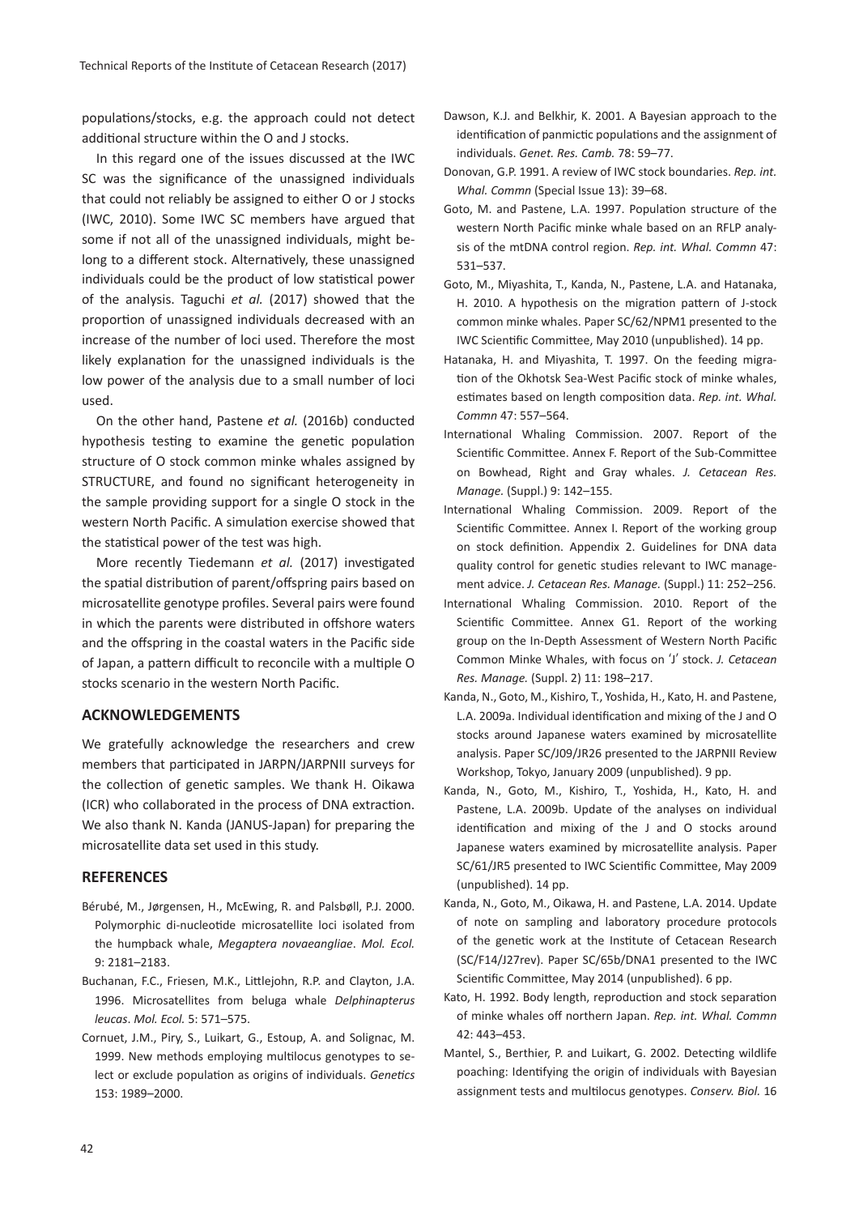populations/stocks, e.g. the approach could not detect additional structure within the O and J stocks.

In this regard one of the issues discussed at the IWC SC was the significance of the unassigned individuals that could not reliably be assigned to either O or J stocks (IWC, 2010). Some IWC SC members have argued that some if not all of the unassigned individuals, might belong to a different stock. Alternatively, these unassigned individuals could be the product of low statistical power of the analysis. Taguchi *et al.* (2017) showed that the proportion of unassigned individuals decreased with an increase of the number of loci used. Therefore the most likely explanation for the unassigned individuals is the low power of the analysis due to a small number of loci used.

On the other hand, Pastene *et al.* (2016b) conducted hypothesis testing to examine the genetic population structure of O stock common minke whales assigned by STRUCTURE, and found no significant heterogeneity in the sample providing support for a single O stock in the western North Pacific. A simulation exercise showed that the statistical power of the test was high.

More recently Tiedemann *et al.* (2017) investigated the spatial distribution of parent/offspring pairs based on microsatellite genotype profiles. Several pairs were found in which the parents were distributed in offshore waters and the offspring in the coastal waters in the Pacific side of Japan, a pattern difficult to reconcile with a multiple O stocks scenario in the western North Pacific.

## ACKNOWLEDGEMENTS

We gratefully acknowledge the researchers and crew members that participated in JARPN/JARPNII surveys for the collection of genetic samples. We thank H. Oikawa (ICR) who collaborated in the process of DNA extraction. We also thank N. Kanda (JANUS-Japan) for preparing the microsatellite data set used in this study.

## REFERENCES

Bérubé, M., Jørgensen, H., McEwing, R. and Palsbøll, P.J. 2000. Polymorphic di-nucleotide microsatellite loci isolated from the humpback whale, *Megaptera novaeangliae*. *Mol. Ecol.* 9: 2181–2183.

Buchanan, F.C., Friesen, M.K., Littlejohn, R.P. and Clayton, J.A. 1996. Microsatellites from beluga whale *Delphinapterus leucas*. *Mol. Ecol.* 5: 571–575.

Cornuet, J.M., Piry, S., Luikart, G., Estoup, A. and Solignac, M. 1999. New methods employing multilocus genotypes to select or exclude population as origins of individuals. *Genetics* 153: 1989–2000.

Dawson, K.J. and Belkhir, K. 2001. A Bayesian approach to the identification of panmictic populations and the assignment of individuals. *Genet. Res. Camb.* 78: 59–77.

Donovan, G.P. 1991. A review of IWC stock boundaries. *Rep. int. Whal. Commn* (Special Issue 13): 39–68.

Goto, M. and Pastene, L.A. 1997. Population structure of the western North Pacific minke whale based on an RFLP analysis of the mtDNA control region. *Rep. int. Whal. Commn* 47: 531–537.

Goto, M., Miyashita, T., Kanda, N., Pastene, L.A. and Hatanaka, H. 2010. A hypothesis on the migration pattern of J-stock common minke whales. Paper SC/62/NPM1 presented to the IWC Scientific Committee, May 2010 (unpublished). 14 pp.

Hatanaka, H. and Miyashita, T. 1997. On the feeding migration of the Okhotsk Sea-West Pacific stock of minke whales, estimates based on length composition data. *Rep. int. Whal. Commn* 47: 557–564.

International Whaling Commission. 2007. Report of the Scientific Committee. Annex F. Report of the Sub-Committee on Bowhead, Right and Gray whales. *J. Cetacean Res. Manage.* (Suppl.) 9: 142–155.

International Whaling Commission. 2009. Report of the Scientific Committee. Annex I. Report of the working group on stock definition. Appendix 2. Guidelines for DNA data quality control for genetic studies relevant to IWC management advice. *J. Cetacean Res. Manage.* (Suppl.) 11: 252–256.

International Whaling Commission. 2010. Report of the Scientific Committee. Annex G1. Report of the working group on the In-Depth Assessment of Western North Pacific Common Minke Whales, with focus on 'J' stock. *J. Cetacean Res. Manage.* (Suppl. 2) 11: 198–217.

Kanda, N., Goto, M., Kishiro, T., Yoshida, H., Kato, H. and Pastene, L.A. 2009a. Individual identification and mixing of the J and O stocks around Japanese waters examined by microsatellite analysis. Paper SC/J09/JR26 presented to the JARPNII Review Workshop, Tokyo, January 2009 (unpublished). 9 pp.

Kanda, N., Goto, M., Kishiro, T., Yoshida, H., Kato, H. and Pastene, L.A. 2009b. Update of the analyses on individual identification and mixing of the J and O stocks around Japanese waters examined by microsatellite analysis. Paper SC/61/JR5 presented to IWC Scientific Committee, May 2009 (unpublished). 14 pp.

Kanda, N., Goto, M., Oikawa, H. and Pastene, L.A. 2014. Update of note on sampling and laboratory procedure protocols of the genetic work at the Institute of Cetacean Research (SC/F14/J27rev). Paper SC/65b/DNA1 presented to the IWC Scientific Committee, May 2014 (unpublished). 6 pp.

Kato, H. 1992. Body length, reproduction and stock separation of minke whales off northern Japan. *Rep. int. Whal. Commn* 42: 443–453.

Mantel, S., Berthier, P. and Luikart, G. 2002. Detecting wildlife poaching: Identifying the origin of individuals with Bayesian assignment tests and multilocus genotypes. *Conserv. Biol.* 16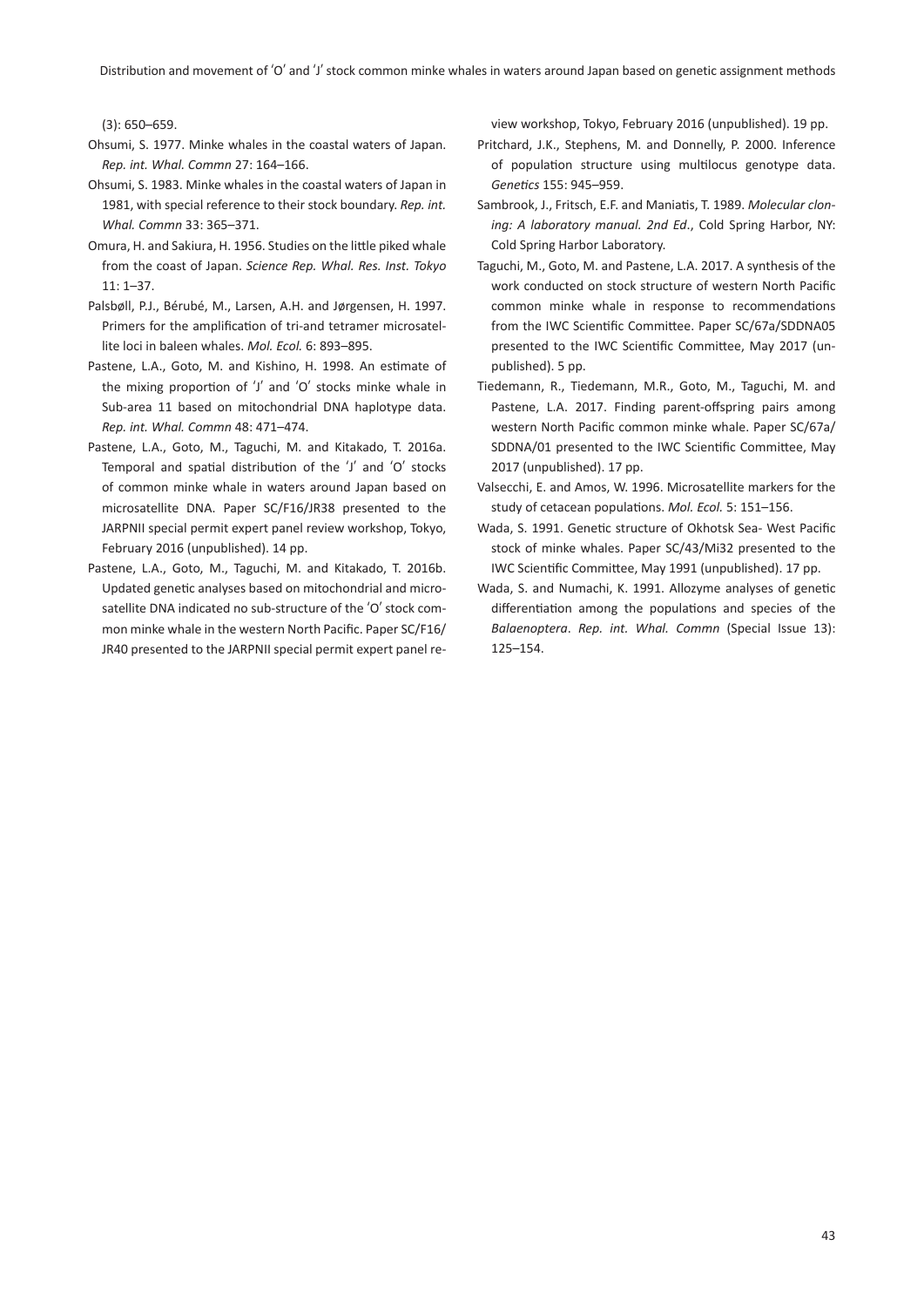(3): 650–659.

Ohsumi, S. 1977. Minke whales in the coastal waters of Japan. *Rep. int. Whal. Commn* 27: 164–166.

Ohsumi, S. 1983. Minke whales in the coastal waters of Japan in 1981, with special reference to their stock boundary. *Rep. int. Whal. Commn* 33: 365–371.

Omura, H. and Sakiura, H. 1956. Studies on the little piked whale from the coast of Japan. *Science Rep. Whal. Res. Inst. Tokyo* 11: 1–37.

Palsbøll, P.J., Bérubé, M., Larsen, A.H. and Jørgensen, H. 1997. Primers for the amplification of tri-and tetramer microsatellite loci in baleen whales. *Mol. Ecol.* 6: 893–895.

Pastene, L.A., Goto, M. and Kishino, H. 1998. An estimate of the mixing proportion of 'J' and 'O' stocks minke whale in Sub-area 11 based on mitochondrial DNA haplotype data. *Rep. int. Whal. Commn* 48: 471–474.

Pastene, L.A., Goto, M., Taguchi, M. and Kitakado, T. 2016a. Temporal and spatial distribution of the 'J' and 'O' stocks of common minke whale in waters around Japan based on microsatellite DNA. Paper SC/F16/JR38 presented to the JARPNII special permit expert panel review workshop, Tokyo, February 2016 (unpublished). 14 pp.

Pastene, L.A., Goto, M., Taguchi, M. and Kitakado, T. 2016b. Updated genetic analyses based on mitochondrial and microsatellite DNA indicated no sub-structure of the 'O' stock common minke whale in the western North Pacific. Paper SC/F16/JR40 presented to the JARPNII special permit expert panel review workshop, Tokyo, February 2016 (unpublished). 19 pp.

Pritchard, J.K., Stephens, M. and Donnelly, P. 2000. Inference of population structure using multilocus genotype data. *Genetics* 155: 945–959.

Sambrook, J., Fritsch, E.F. and Maniatis, T. 1989. *Molecular cloning: A laboratory manual. 2nd Ed.*, Cold Spring Harbor, NY: Cold Spring Harbor Laboratory.

Taguchi, M., Goto, M. and Pastene, L.A. 2017. A synthesis of the work conducted on stock structure of western North Pacific common minke whale in response to recommendations from the IWC Scientific Committee. Paper SC/67a/SDDNA05 presented to the IWC Scientific Committee, May 2017 (unpublished). 5 pp.

Tiedemann, R., Tiedemann, M.R., Goto, M., Taguchi, M. and Pastene, L.A. 2017. Finding parent-offspring pairs among western North Pacific common minke whale. Paper SC/67a/SDDNA/01 presented to the IWC Scientific Committee, May 2017 (unpublished). 17 pp.

Valsecchi, E. and Amos, W. 1996. Microsatellite markers for the study of cetacean populations. *Mol. Ecol.* 5: 151–156.

Wada, S. 1991. Genetic structure of Okhotsk Sea- West Pacific stock of minke whales. Paper SC/43/Mi32 presented to the IWC Scientific Committee, May 1991 (unpublished). 17 pp.

Wada, S. and Numachi, K. 1991. Allozyme analyses of genetic differentiation among the populations and species of the *Balaenoptera*. *Rep. int. Whal. Commn* (Special Issue 13): 125–154.